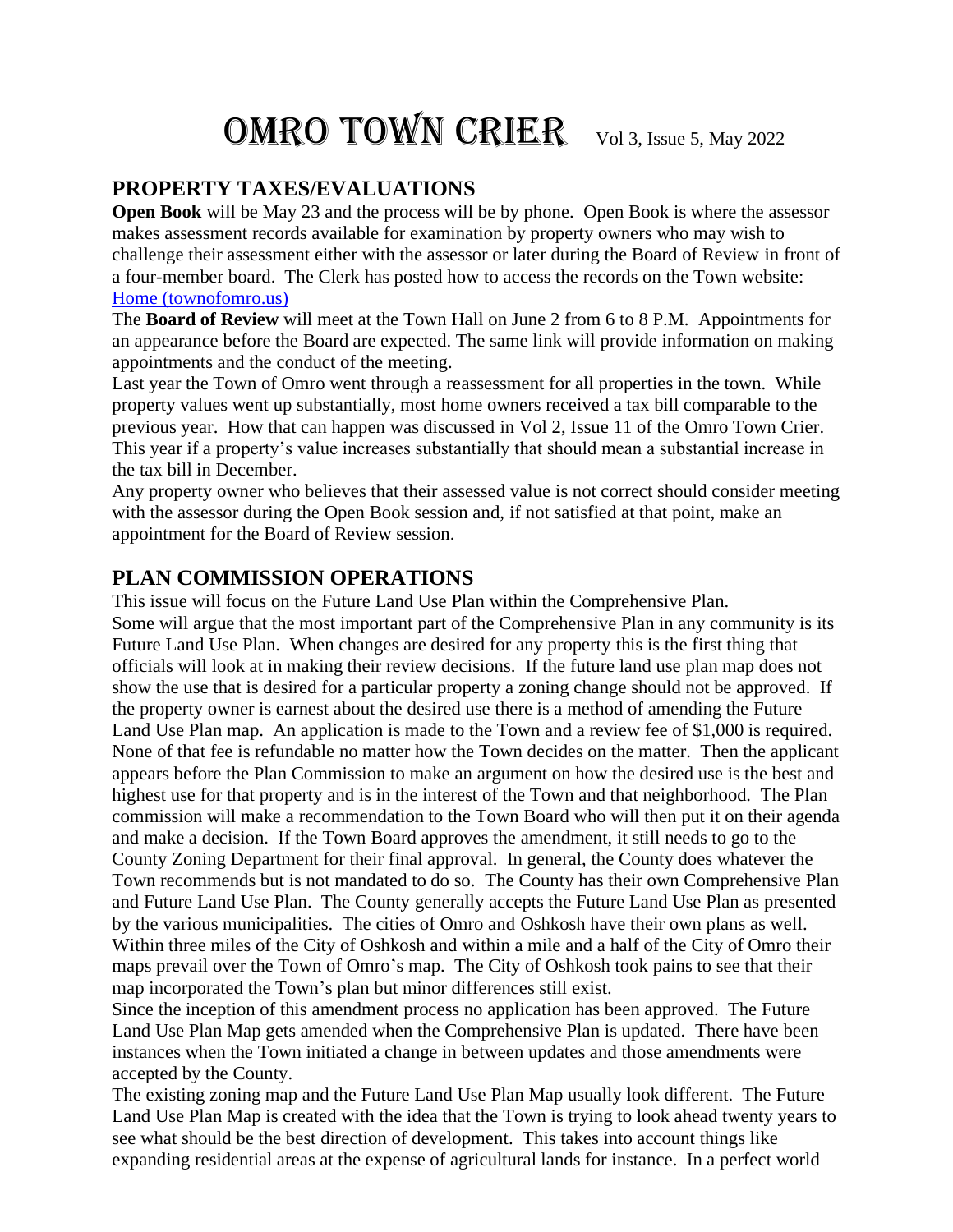# OMRO TOWN CRIER Vol 3, Issue 5, May 2022

## PROPERTY TAXES/EVALUATIONS

**Open Book** will be May 23 and the process will be by phone. Open Book is where the assessor makes assessment records available for examination by property owners who may wish to challenge their assessment either with the assessor or later during the Board of Review in front of a four-member board. The Clerk has posted how to access the records on the Town website: [Home (townofomro.us)](townofomro.us)

The **Board of Review** will meet at the Town Hall on June 2 from 6 to 8 P.M. Appointments for an appearance before the Board are expected. The same link will provide information on making appointments and the conduct of the meeting.

Last year the Town of Omro went through a reassessment for all properties in the town. While property values went up substantially, most home owners received a tax bill comparable to the previous year. How that can happen was discussed in Vol 2, Issue 11 of the Omro Town Crier. This year if a property's value increases substantially that should mean a substantial increase in the tax bill in December.

Any property owner who believes that their assessed value is not correct should consider meeting with the assessor during the Open Book session and, if not satisfied at that point, make an appointment for the Board of Review session.

## PLAN COMMISSION OPERATIONS

This issue will focus on the Future Land Use Plan within the Comprehensive Plan.

Some will argue that the most important part of the Comprehensive Plan in any community is its Future Land Use Plan. When changes are desired for any property this is the first thing that officials will look at in making their review decisions. If the future land use plan map does not show the use that is desired for a particular property a zoning change should not be approved. If the property owner is earnest about the desired use there is a method of amending the Future Land Use Plan map. An application is made to the Town and a review fee of $1,000 is required. None of that fee is refundable no matter how the Town decides on the matter. Then the applicant appears before the Plan Commission to make an argument on how the desired use is the best and highest use for that property and is in the interest of the Town and that neighborhood. The Plan commission will make a recommendation to the Town Board who will then put it on their agenda and make a decision. If the Town Board approves the amendment, it still needs to go to the County Zoning Department for their final approval. In general, the County does whatever the Town recommends but is not mandated to do so. The County has their own Comprehensive Plan and Future Land Use Plan. The County generally accepts the Future Land Use Plan as presented by the various municipalities. The cities of Omro and Oshkosh have their own plans as well. Within three miles of the City of Oshkosh and within a mile and a half of the City of Omro their maps prevail over the Town of Omro's map. The City of Oshkosh took pains to see that their map incorporated the Town's plan but minor differences still exist.

Since the inception of this amendment process no application has been approved. The Future Land Use Plan Map gets amended when the Comprehensive Plan is updated. There have been instances when the Town initiated a change in between updates and those amendments were accepted by the County.

The existing zoning map and the Future Land Use Plan Map usually look different. The Future Land Use Plan Map is created with the idea that the Town is trying to look ahead twenty years to see what should be the best direction of development. This takes into account things like expanding residential areas at the expense of agricultural lands for instance. In a perfect world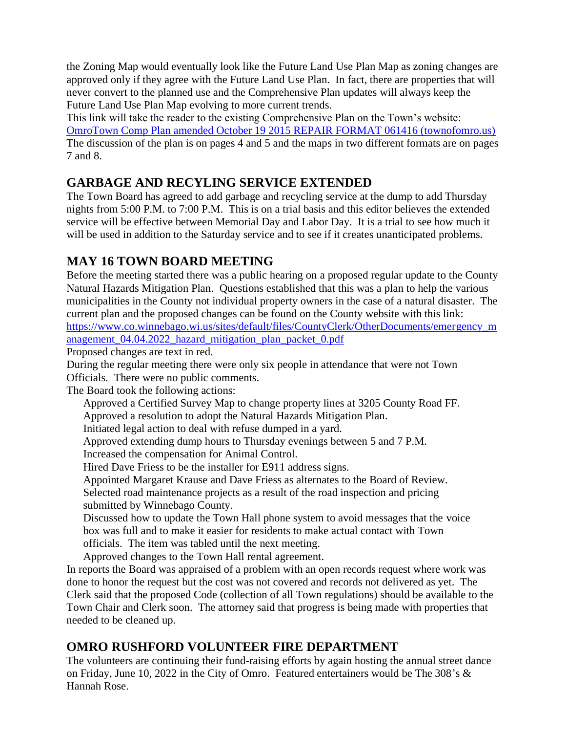the Zoning Map would eventually look like the Future Land Use Plan Map as zoning changes are approved only if they agree with the Future Land Use Plan. In fact, there are properties that will never convert to the planned use and the Comprehensive Plan updates will always keep the Future Land Use Plan Map evolving to more current trends.

This link will take the reader to the existing Comprehensive Plan on the Town's website: [OmroTown Comp Plan amended October 19 2015 REPAIR FORMAT 061416 (townofomro.us)](townofomro.us)

The discussion of the plan is on pages 4 and 5 and the maps in two different formats are on pages 7 and 8.

## GARBAGE AND RECYLING SERVICE EXTENDED

The Town Board has agreed to add garbage and recycling service at the dump to add Thursday nights from 5:00 P.M. to 7:00 P.M. This is on a trial basis and this editor believes the extended service will be effective between Memorial Day and Labor Day. It is a trial to see how much it will be used in addition to the Saturday service and to see if it creates unanticipated problems.

## MAY 16 TOWN BOARD MEETING

Before the meeting started there was a public hearing on a proposed regular update to the County Natural Hazards Mitigation Plan. Questions established that this was a plan to help the various municipalities in the County not individual property owners in the case of a natural disaster. The current plan and the proposed changes can be found on the County website with this link: https://www.co.winnebago.wi.us/sites/default/files/CountyClerk/OtherDocuments/emergency_management_04.04.2022_hazard_mitigation_plan_packet_0.pdf

Proposed changes are text in red.

During the regular meeting there were only six people in attendance that were not Town Officials. There were no public comments.

The Board took the following actions:

- Approved a Certified Survey Map to change property lines at 3205 County Road FF.
- Approved a resolution to adopt the Natural Hazards Mitigation Plan.
- Initiated legal action to deal with refuse dumped in a yard.
- Approved extending dump hours to Thursday evenings between 5 and 7 P.M.
- Increased the compensation for Animal Control.
- Hired Dave Friess to be the installer for E911 address signs.
- Appointed Margaret Krause and Dave Friess as alternates to the Board of Review.
- Selected road maintenance projects as a result of the road inspection and pricing submitted by Winnebago County.
- Discussed how to update the Town Hall phone system to avoid messages that the voice box was full and to make it easier for residents to make actual contact with Town officials. The item was tabled until the next meeting.
- Approved changes to the Town Hall rental agreement.

In reports the Board was appraised of a problem with an open records request where work was done to honor the request but the cost was not covered and records not delivered as yet. The Clerk said that the proposed Code (collection of all Town regulations) should be available to the Town Chair and Clerk soon. The attorney said that progress is being made with properties that needed to be cleaned up.

## OMRO RUSHFORD VOLUNTEER FIRE DEPARTMENT

The volunteers are continuing their fund-raising efforts by again hosting the annual street dance on Friday, June 10, 2022 in the City of Omro. Featured entertainers would be The 308's & Hannah Rose.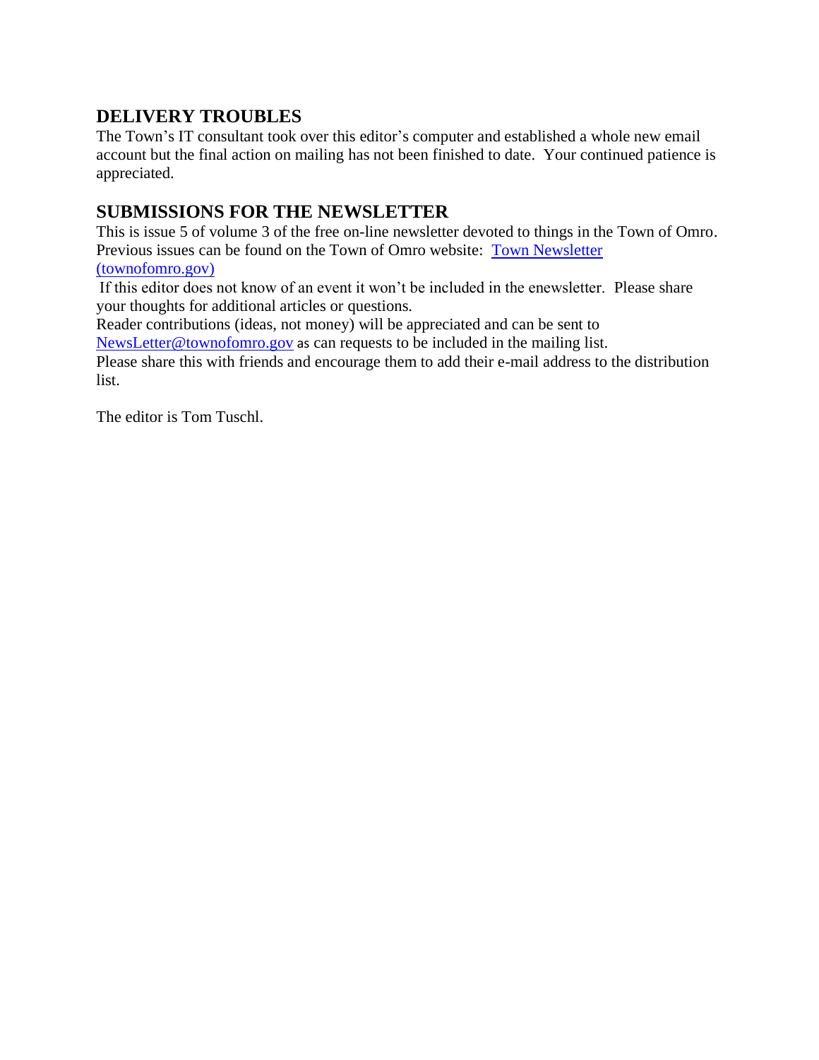## DELIVERY TROUBLES

The Town's IT consultant took over this editor's computer and established a whole new email account but the final action on mailing has not been finished to date. Your continued patience is appreciated.

## SUBMISSIONS FOR THE NEWSLETTER

This is issue 5 of volume 3 of the free on-line newsletter devoted to things in the Town of Omro. Previous issues can be found on the Town of Omro website: [Town Newsletter (townofomro.gov)](townofomro.gov)

If this editor does not know of an event it won't be included in the enewsletter. Please share your thoughts for additional articles or questions.

Reader contributions (ideas, not money) will be appreciated and can be sent to [NewsLetter@townofomro.gov](mailto:NewsLetter@townofomro.gov) as can requests to be included in the mailing list.

Please share this with friends and encourage them to add their e-mail address to the distribution list.

The editor is Tom Tuschl.